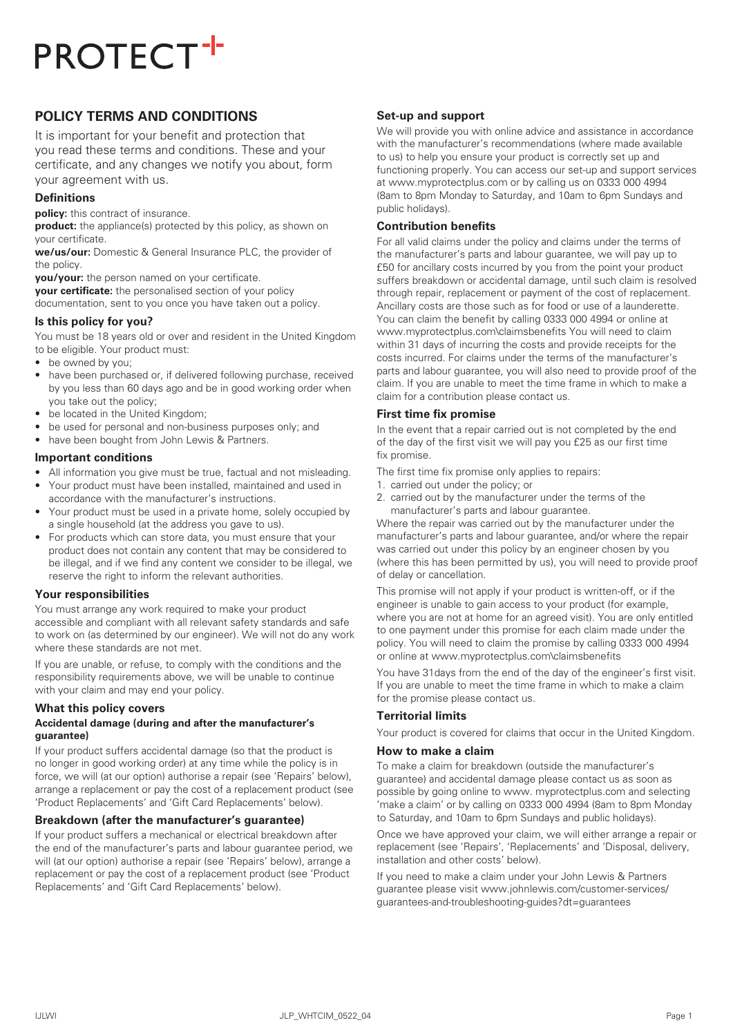# PROTECT+

## POLICY TERMS AND CONDITIONS

It is important for your benefit and protection that you read these terms and conditions. These and your certificate, and any changes we notify you about, form your agreement with us.

### Definitions

**policy:** this contract of insurance.

**product:** the appliance(s) protected by this policy, as shown on your certificate.

**we/us/our:** Domestic & General Insurance PLC, the provider of the policy.

**you/your:** the person named on your certificate.

**your certificate:** the personalised section of your policy documentation, sent to you once you have taken out a policy.

### Is this policy for you?

You must be 18 years old or over and resident in the United Kingdom to be eligible. Your product must:

- be owned by you;
- have been purchased or, if delivered following purchase, received by you less than 60 days ago and be in good working order when you take out the policy;
- be located in the United Kingdom;
- be used for personal and non-business purposes only; and
- have been bought from John Lewis & Partners.

### Important conditions

- All information you give must be true, factual and not misleading.
- Your product must have been installed, maintained and used in accordance with the manufacturer's instructions.
- Your product must be used in a private home, solely occupied by a single household (at the address you gave to us).
- For products which can store data, you must ensure that your product does not contain any content that may be considered to be illegal, and if we find any content we consider to be illegal, we reserve the right to inform the relevant authorities.

### Your responsibilities

You must arrange any work required to make your product accessible and compliant with all relevant safety standards and safe to work on (as determined by our engineer). We will not do any work where these standards are not met.

If you are unable, or refuse, to comply with the conditions and the responsibility requirements above, we will be unable to continue with your claim and may end your policy.

### What this policy covers

#### Accidental damage (during and after the manufacturer's guarantee)

If your product suffers accidental damage (so that the product is no longer in good working order) at any time while the policy is in force, we will (at our option) authorise a repair (see 'Repairs' below), arrange a replacement or pay the cost of a replacement product (see 'Product Replacements' and 'Gift Card Replacements' below).

### Breakdown (after the manufacturer's guarantee)

If your product suffers a mechanical or electrical breakdown after the end of the manufacturer's parts and labour guarantee period, we will (at our option) authorise a repair (see 'Repairs' below), arrange a replacement or pay the cost of a replacement product (see 'Product Replacements' and 'Gift Card Replacements' below).

### Set-up and support

We will provide you with online advice and assistance in accordance with the manufacturer's recommendations (where made available to us) to help you ensure your product is correctly set up and functioning properly. You can access our set-up and support services at www.myprotectplus.com or by calling us on 0333 000 4994 (8am to 8pm Monday to Saturday, and 10am to 6pm Sundays and public holidays).

### Contribution benefits

For all valid claims under the policy and claims under the terms of the manufacturer's parts and labour guarantee, we will pay up to £50 for ancillary costs incurred by you from the point your product suffers breakdown or accidental damage, until such claim is resolved through repair, replacement or payment of the cost of replacement. Ancillary costs are those such as for food or use of a launderette. You can claim the benefit by calling 0333 000 4994 or online at www.myprotectplus.com\claimsbenefits You will need to claim within 31 days of incurring the costs and provide receipts for the costs incurred. For claims under the terms of the manufacturer's parts and labour guarantee, you will also need to provide proof of the claim. If you are unable to meet the time frame in which to make a claim for a contribution please contact us.

### First time fix promise

In the event that a repair carried out is not completed by the end of the day of the first visit we will pay you £25 as our first time fix promise.

The first time fix promise only applies to repairs:

1. carried out under the policy; or
2. carried out by the manufacturer under the terms of the manufacturer's parts and labour guarantee.

Where the repair was carried out by the manufacturer under the manufacturer's parts and labour guarantee, and/or where the repair was carried out under this policy by an engineer chosen by you (where this has been permitted by us), you will need to provide proof of delay or cancellation.

This promise will not apply if your product is written-off, or if the engineer is unable to gain access to your product (for example, where you are not at home for an agreed visit). You are only entitled to one payment under this promise for each claim made under the policy. You will need to claim the promise by calling 0333 000 4994 or online at www.myprotectplus.com\claimsbenefits

You have 31days from the end of the day of the engineer's first visit. If you are unable to meet the time frame in which to make a claim for the promise please contact us.

### Territorial limits

Your product is covered for claims that occur in the United Kingdom.

### How to make a claim

To make a claim for breakdown (outside the manufacturer's guarantee) and accidental damage please contact us as soon as possible by going online to www. myprotectplus.com and selecting 'make a claim' or by calling on 0333 000 4994 (8am to 8pm Monday to Saturday, and 10am to 6pm Sundays and public holidays).

Once we have approved your claim, we will either arrange a repair or replacement (see 'Repairs', 'Replacements' and 'Disposal, delivery, installation and other costs' below).

If you need to make a claim under your John Lewis & Partners guarantee please visit www.johnlewis.com/customer-services/guarantees-and-troubleshooting-guides?dt=guarantees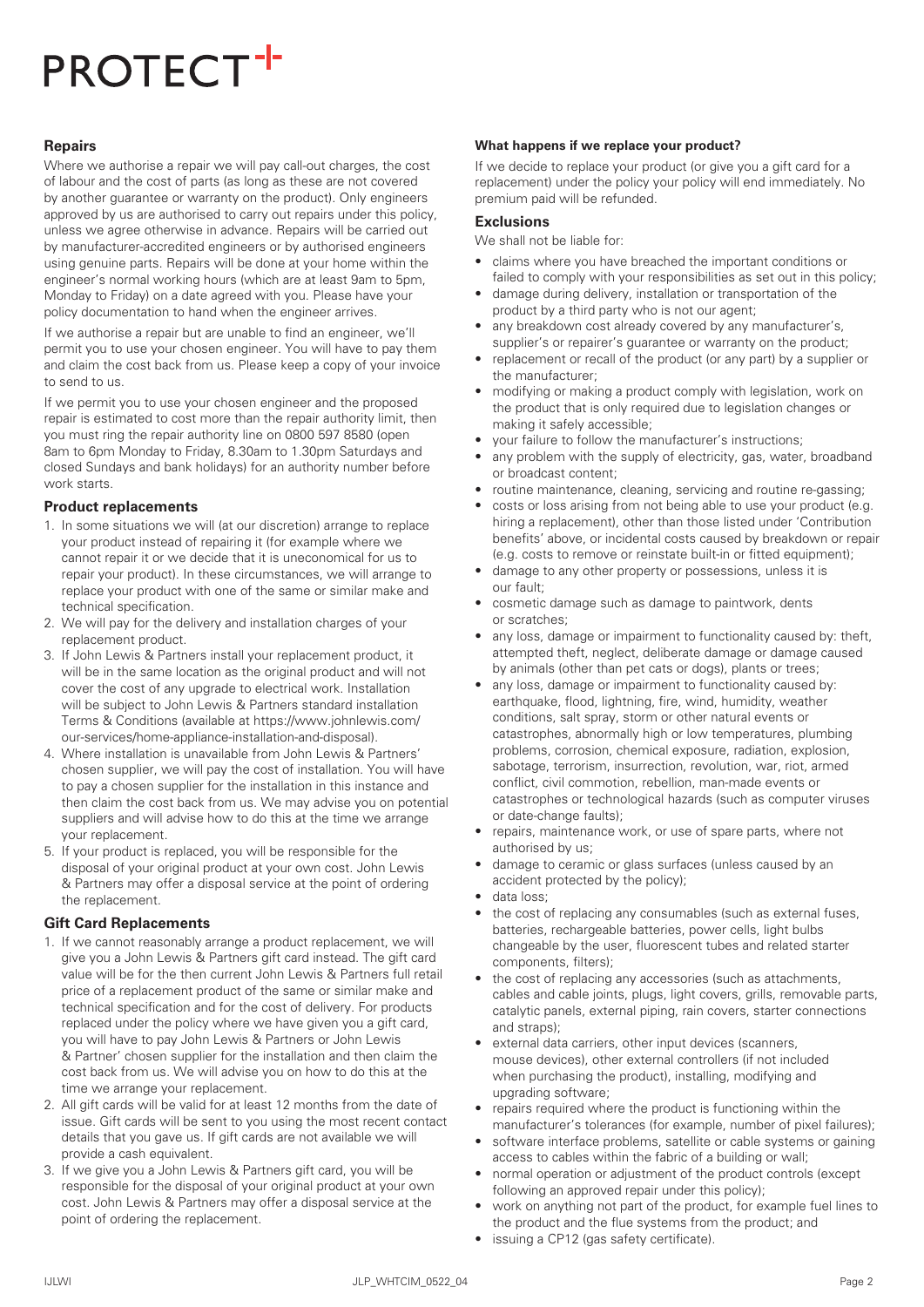# PROTECT+

## Repairs

Where we authorise a repair we will pay call-out charges, the cost of labour and the cost of parts (as long as these are not covered by another guarantee or warranty on the product). Only engineers approved by us are authorised to carry out repairs under this policy, unless we agree otherwise in advance. Repairs will be carried out by manufacturer-accredited engineers or by authorised engineers using genuine parts. Repairs will be done at your home within the engineer's normal working hours (which are at least 9am to 5pm, Monday to Friday) on a date agreed with you. Please have your policy documentation to hand when the engineer arrives.

If we authorise a repair but are unable to find an engineer, we'll permit you to use your chosen engineer. You will have to pay them and claim the cost back from us. Please keep a copy of your invoice to send to us.

If we permit you to use your chosen engineer and the proposed repair is estimated to cost more than the repair authority limit, then you must ring the repair authority line on 0800 597 8580 (open 8am to 6pm Monday to Friday, 8.30am to 1.30pm Saturdays and closed Sundays and bank holidays) for an authority number before work starts.

## Product replacements

1. In some situations we will (at our discretion) arrange to replace your product instead of repairing it (for example where we cannot repair it or we decide that it is uneconomical for us to repair your product). In these circumstances, we will arrange to replace your product with one of the same or similar make and technical specification.
2. We will pay for the delivery and installation charges of your replacement product.
3. If John Lewis & Partners install your replacement product, it will be in the same location as the original product and will not cover the cost of any upgrade to electrical work. Installation will be subject to John Lewis & Partners standard installation Terms & Conditions (available at https://www.johnlewis.com/our-services/home-appliance-installation-and-disposal).
4. Where installation is unavailable from John Lewis & Partners' chosen supplier, we will pay the cost of installation. You will have to pay a chosen supplier for the installation in this instance and then claim the cost back from us. We may advise you on potential suppliers and will advise how to do this at the time we arrange your replacement.
5. If your product is replaced, you will be responsible for the disposal of your original product at your own cost. John Lewis & Partners may offer a disposal service at the point of ordering the replacement.

## Gift Card Replacements

1. If we cannot reasonably arrange a product replacement, we will give you a John Lewis & Partners gift card instead. The gift card value will be for the then current John Lewis & Partners full retail price of a replacement product of the same or similar make and technical specification and for the cost of delivery. For products replaced under the policy where we have given you a gift card, you will have to pay John Lewis & Partners or John Lewis & Partner' chosen supplier for the installation and then claim the cost back from us. We will advise you on how to do this at the time we arrange your replacement.
2. All gift cards will be valid for at least 12 months from the date of issue. Gift cards will be sent to you using the most recent contact details that you gave us. If gift cards are not available we will provide a cash equivalent.
3. If we give you a John Lewis & Partners gift card, you will be responsible for the disposal of your original product at your own cost. John Lewis & Partners may offer a disposal service at the point of ordering the replacement.

**What happens if we replace your product?**

If we decide to replace your product (or give you a gift card for a replacement) under the policy your policy will end immediately. No premium paid will be refunded.

## Exclusions

We shall not be liable for:

- claims where you have breached the important conditions or failed to comply with your responsibilities as set out in this policy;
- damage during delivery, installation or transportation of the product by a third party who is not our agent;
- any breakdown cost already covered by any manufacturer's, supplier's or repairer's guarantee or warranty on the product;
- replacement or recall of the product (or any part) by a supplier or the manufacturer;
- modifying or making a product comply with legislation, work on the product that is only required due to legislation changes or making it safely accessible;
- your failure to follow the manufacturer's instructions;
- any problem with the supply of electricity, gas, water, broadband or broadcast content;
- routine maintenance, cleaning, servicing and routine re-gassing;
- costs or loss arising from not being able to use your product (e.g. hiring a replacement), other than those listed under 'Contribution benefits' above, or incidental costs caused by breakdown or repair (e.g. costs to remove or reinstate built-in or fitted equipment);
- damage to any other property or possessions, unless it is our fault;
- cosmetic damage such as damage to paintwork, dents or scratches;
- any loss, damage or impairment to functionality caused by: theft, attempted theft, neglect, deliberate damage or damage caused by animals (other than pet cats or dogs), plants or trees;
- any loss, damage or impairment to functionality caused by: earthquake, flood, lightning, fire, wind, humidity, weather conditions, salt spray, storm or other natural events or catastrophes, abnormally high or low temperatures, plumbing problems, corrosion, chemical exposure, radiation, explosion, sabotage, terrorism, insurrection, revolution, war, riot, armed conflict, civil commotion, rebellion, man-made events or catastrophes or technological hazards (such as computer viruses or date-change faults);
- repairs, maintenance work, or use of spare parts, where not authorised by us;
- damage to ceramic or glass surfaces (unless caused by an accident protected by the policy);
- data loss;
- the cost of replacing any consumables (such as external fuses, batteries, rechargeable batteries, power cells, light bulbs changeable by the user, fluorescent tubes and related starter components, filters);
- the cost of replacing any accessories (such as attachments, cables and cable joints, plugs, light covers, grills, removable parts, catalytic panels, external piping, rain covers, starter connections and straps);
- external data carriers, other input devices (scanners, mouse devices), other external controllers (if not included when purchasing the product), installing, modifying and upgrading software;
- repairs required where the product is functioning within the manufacturer's tolerances (for example, number of pixel failures);
- software interface problems, satellite or cable systems or gaining access to cables within the fabric of a building or wall;
- normal operation or adjustment of the product controls (except following an approved repair under this policy);
- work on anything not part of the product, for example fuel lines to the product and the flue systems from the product; and
- issuing a CP12 (gas safety certificate).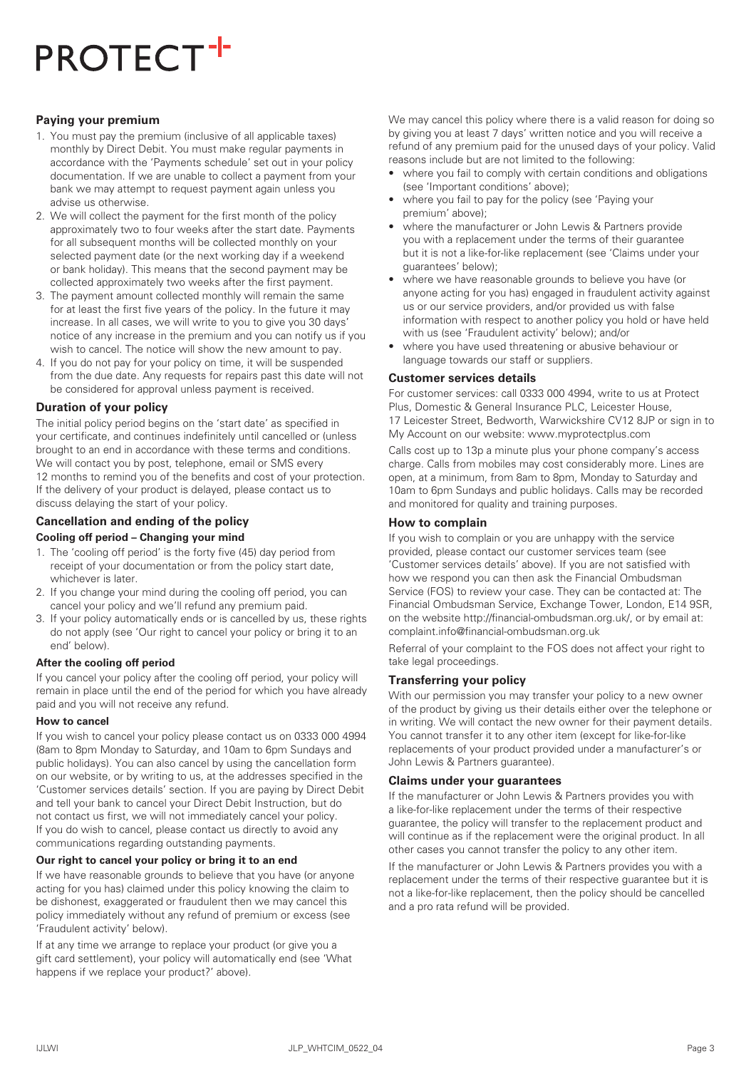# PROTECT+

## Paying your premium

1. You must pay the premium (inclusive of all applicable taxes) monthly by Direct Debit. You must make regular payments in accordance with the 'Payments schedule' set out in your policy documentation. If we are unable to collect a payment from your bank we may attempt to request payment again unless you advise us otherwise.
2. We will collect the payment for the first month of the policy approximately two to four weeks after the start date. Payments for all subsequent months will be collected monthly on your selected payment date (or the next working day if a weekend or bank holiday). This means that the second payment may be collected approximately two weeks after the first payment.
3. The payment amount collected monthly will remain the same for at least the first five years of the policy. In the future it may increase. In all cases, we will write to you to give you 30 days' notice of any increase in the premium and you can notify us if you wish to cancel. The notice will show the new amount to pay.
4. If you do not pay for your policy on time, it will be suspended from the due date. Any requests for repairs past this date will not be considered for approval unless payment is received.

## Duration of your policy

The initial policy period begins on the 'start date' as specified in your certificate, and continues indefinitely until cancelled or (unless brought to an end in accordance with these terms and conditions. We will contact you by post, telephone, email or SMS every 12 months to remind you of the benefits and cost of your protection. If the delivery of your product is delayed, please contact us to discuss delaying the start of your policy.

## Cancellation and ending of the policy

### Cooling off period – Changing your mind

1. The 'cooling off period' is the forty five (45) day period from receipt of your documentation or from the policy start date, whichever is later.
2. If you change your mind during the cooling off period, you can cancel your policy and we'll refund any premium paid.
3. If your policy automatically ends or is cancelled by us, these rights do not apply (see 'Our right to cancel your policy or bring it to an end' below).

### After the cooling off period

If you cancel your policy after the cooling off period, your policy will remain in place until the end of the period for which you have already paid and you will not receive any refund.

### How to cancel

If you wish to cancel your policy please contact us on 0333 000 4994 (8am to 8pm Monday to Saturday, and 10am to 6pm Sundays and public holidays). You can also cancel by using the cancellation form on our website, or by writing to us, at the addresses specified in the 'Customer services details' section. If you are paying by Direct Debit and tell your bank to cancel your Direct Debit Instruction, but do not contact us first, we will not immediately cancel your policy. If you do wish to cancel, please contact us directly to avoid any communications regarding outstanding payments.

### Our right to cancel your policy or bring it to an end

If we have reasonable grounds to believe that you have (or anyone acting for you has) claimed under this policy knowing the claim to be dishonest, exaggerated or fraudulent then we may cancel this policy immediately without any refund of premium or excess (see 'Fraudulent activity' below).

If at any time we arrange to replace your product (or give you a gift card settlement), your policy will automatically end (see 'What happens if we replace your product?' above).

We may cancel this policy where there is a valid reason for doing so by giving you at least 7 days' written notice and you will receive a refund of any premium paid for the unused days of your policy. Valid reasons include but are not limited to the following:

- where you fail to comply with certain conditions and obligations (see 'Important conditions' above);
- where you fail to pay for the policy (see 'Paying your premium' above);
- where the manufacturer or John Lewis & Partners provide you with a replacement under the terms of their guarantee but it is not a like-for-like replacement (see 'Claims under your guarantees' below);
- where we have reasonable grounds to believe you have (or anyone acting for you has) engaged in fraudulent activity against us or our service providers, and/or provided us with false information with respect to another policy you hold or have held with us (see 'Fraudulent activity' below); and/or
- where you have used threatening or abusive behaviour or language towards our staff or suppliers.

## Customer services details

For customer services: call 0333 000 4994, write to us at Protect Plus, Domestic & General Insurance PLC, Leicester House, 17 Leicester Street, Bedworth, Warwickshire CV12 8JP or sign in to My Account on our website: www.myprotectplus.com

Calls cost up to 13p a minute plus your phone company's access charge. Calls from mobiles may cost considerably more. Lines are open, at a minimum, from 8am to 8pm, Monday to Saturday and 10am to 6pm Sundays and public holidays. Calls may be recorded and monitored for quality and training purposes.

## How to complain

If you wish to complain or you are unhappy with the service provided, please contact our customer services team (see 'Customer services details' above). If you are not satisfied with how we respond you can then ask the Financial Ombudsman Service (FOS) to review your case. They can be contacted at: The Financial Ombudsman Service, Exchange Tower, London, E14 9SR, on the website http://financial-ombudsman.org.uk/, or by email at: complaint.info@financial-ombudsman.org.uk

Referral of your complaint to the FOS does not affect your right to take legal proceedings.

## Transferring your policy

With our permission you may transfer your policy to a new owner of the product by giving us their details either over the telephone or in writing. We will contact the new owner for their payment details. You cannot transfer it to any other item (except for like-for-like replacements of your product provided under a manufacturer's or John Lewis & Partners guarantee).

## Claims under your guarantees

If the manufacturer or John Lewis & Partners provides you with a like-for-like replacement under the terms of their respective guarantee, the policy will transfer to the replacement product and will continue as if the replacement were the original product. In all other cases you cannot transfer the policy to any other item.

If the manufacturer or John Lewis & Partners provides you with a replacement under the terms of their respective guarantee but it is not a like-for-like replacement, then the policy should be cancelled and a pro rata refund will be provided.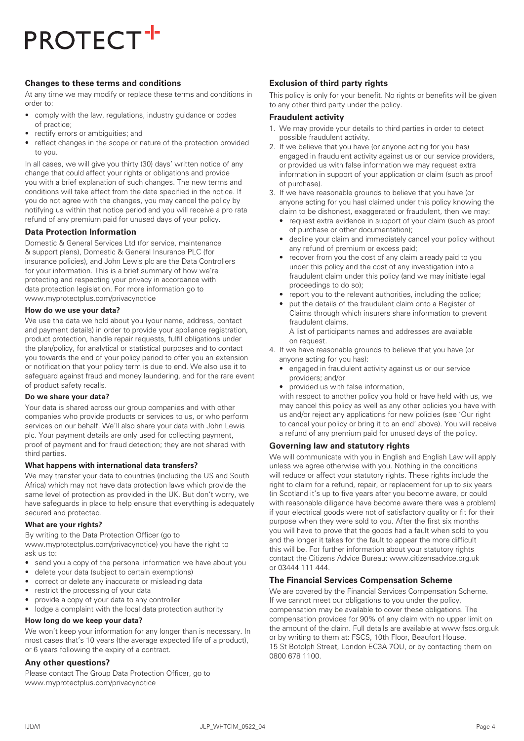## Changes to these terms and conditions

At any time we may modify or replace these terms and conditions in order to:

- comply with the law, regulations, industry guidance or codes of practice;
- rectify errors or ambiguities; and
- reflect changes in the scope or nature of the protection provided to you.

In all cases, we will give you thirty (30) days' written notice of any change that could affect your rights or obligations and provide you with a brief explanation of such changes. The new terms and conditions will take effect from the date specified in the notice. If you do not agree with the changes, you may cancel the policy by notifying us within that notice period and you will receive a pro rata refund of any premium paid for unused days of your policy.

## Data Protection Information

Domestic & General Services Ltd (for service, maintenance & support plans), Domestic & General Insurance PLC (for insurance policies), and John Lewis plc are the Data Controllers for your information. This is a brief summary of how we're protecting and respecting your privacy in accordance with data protection legislation. For more information go to www.myprotectplus.com/privacynotice

### How do we use your data?

We use the data we hold about you (your name, address, contact and payment details) in order to provide your appliance registration, product protection, handle repair requests, fulfil obligations under the plan/policy, for analytical or statistical purposes and to contact you towards the end of your policy period to offer you an extension or notification that your policy term is due to end. We also use it to safeguard against fraud and money laundering, and for the rare event of product safety recalls.

### Do we share your data?

Your data is shared across our group companies and with other companies who provide products or services to us, or who perform services on our behalf. We'll also share your data with John Lewis plc. Your payment details are only used for collecting payment, proof of payment and for fraud detection; they are not shared with third parties.

### What happens with international data transfers?

We may transfer your data to countries (including the US and South Africa) which may not have data protection laws which provide the same level of protection as provided in the UK. But don't worry, we have safeguards in place to help ensure that everything is adequately secured and protected.

### What are your rights?

By writing to the Data Protection Officer (go to www.myprotectplus.com/privacynotice) you have the right to ask us to:

- send you a copy of the personal information we have about you
- delete your data (subject to certain exemptions)
- correct or delete any inaccurate or misleading data
- restrict the processing of your data
- provide a copy of your data to any controller
- lodge a complaint with the local data protection authority

### How long do we keep your data?

We won't keep your information for any longer than is necessary. In most cases that's 10 years (the average expected life of a product), or 6 years following the expiry of a contract.

## Any other questions?

Please contact The Group Data Protection Officer, go to www.myprotectplus.com/privacynotice

## Exclusion of third party rights

This policy is only for your benefit. No rights or benefits will be given to any other third party under the policy.

## Fraudulent activity

1. We may provide your details to third parties in order to detect possible fraudulent activity.
2. If we believe that you have (or anyone acting for you has) engaged in fraudulent activity against us or our service providers, or provided us with false information we may request extra information in support of your application or claim (such as proof of purchase).
3. If we have reasonable grounds to believe that you have (or anyone acting for you has) claimed under this policy knowing the claim to be dishonest, exaggerated or fraudulent, then we may:
   - request extra evidence in support of your claim (such as proof of purchase or other documentation);
   - decline your claim and immediately cancel your policy without any refund of premium or excess paid;
   - recover from you the cost of any claim already paid to you under this policy and the cost of any investigation into a fraudulent claim under this policy (and we may initiate legal proceedings to do so);
   - report you to the relevant authorities, including the police;
   - put the details of the fraudulent claim onto a Register of Claims through which insurers share information to prevent fraudulent claims.

     A list of participants names and addresses are available on request.
4. If we have reasonable grounds to believe that you have (or anyone acting for you has):
   - engaged in fraudulent activity against us or our service providers; and/or
   - provided us with false information,

   with respect to another policy you hold or have held with us, we may cancel this policy as well as any other policies you have with us and/or reject any applications for new policies (see 'Our right to cancel your policy or bring it to an end' above). You will receive a refund of any premium paid for unused days of the policy.

## Governing law and statutory rights

We will communicate with you in English and English Law will apply unless we agree otherwise with you. Nothing in the conditions will reduce or affect your statutory rights. These rights include the right to claim for a refund, repair, or replacement for up to six years (in Scotland it's up to five years after you become aware, or could with reasonable diligence have become aware there was a problem) if your electrical goods were not of satisfactory quality or fit for their purpose when they were sold to you. After the first six months you will have to prove that the goods had a fault when sold to you and the longer it takes for the fault to appear the more difficult this will be. For further information about your statutory rights contact the Citizens Advice Bureau: www.citizensadvice.org.uk or 03444 111 444.

## The Financial Services Compensation Scheme

We are covered by the Financial Services Compensation Scheme. If we cannot meet our obligations to you under the policy, compensation may be available to cover these obligations. The compensation provides for 90% of any claim with no upper limit on the amount of the claim. Full details are available at www.fscs.org.uk or by writing to them at: FSCS, 10th Floor, Beaufort House, 15 St Botolph Street, London EC3A 7QU, or by contacting them on 0800 678 1100.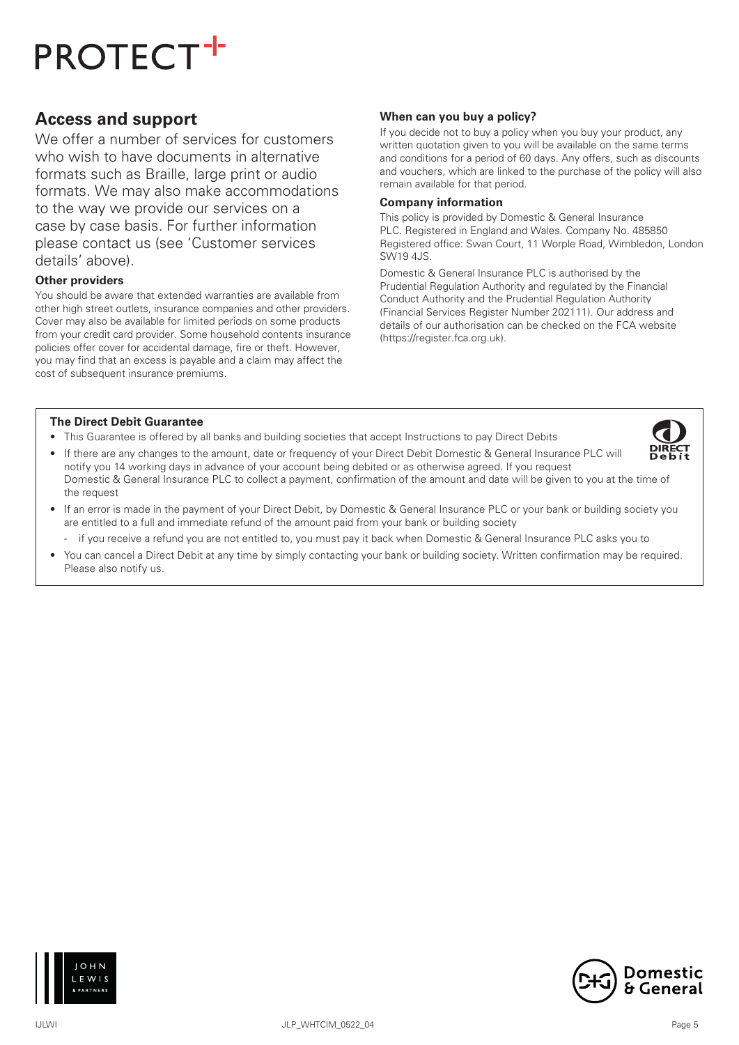# PROTECT+

## Access and support

We offer a number of services for customers who wish to have documents in alternative formats such as Braille, large print or audio formats. We may also make accommodations to the way we provide our services on a case by case basis. For further information please contact us (see 'Customer services details' above).

### Other providers

You should be aware that extended warranties are available from other high street outlets, insurance companies and other providers. Cover may also be available for limited periods on some products from your credit card provider. Some household contents insurance policies offer cover for accidental damage, fire or theft. However, you may find that an excess is payable and a claim may affect the cost of subsequent insurance premiums.

### When can you buy a policy?

If you decide not to buy a policy when you buy your product, any written quotation given to you will be available on the same terms and conditions for a period of 60 days. Any offers, such as discounts and vouchers, which are linked to the purchase of the policy will also remain available for that period.

### Company information

This policy is provided by Domestic & General Insurance PLC. Registered in England and Wales. Company No. 485850 Registered office: Swan Court, 11 Worple Road, Wimbledon, London SW19 4JS.

Domestic & General Insurance PLC is authorised by the Prudential Regulation Authority and regulated by the Financial Conduct Authority and the Prudential Regulation Authority (Financial Services Register Number 202111). Our address and details of our authorisation can be checked on the FCA website (https://register.fca.org.uk).

### The Direct Debit Guarantee

- This Guarantee is offered by all banks and building societies that accept Instructions to pay Direct Debits
- If there are any changes to the amount, date or frequency of your Direct Debit Domestic & General Insurance PLC will notify you 14 working days in advance of your account being debited or as otherwise agreed. If you request Domestic & General Insurance PLC to collect a payment, confirmation of the amount and date will be given to you at the time of the request
- If an error is made in the payment of your Direct Debit, by Domestic & General Insurance PLC or your bank or building society you are entitled to a full and immediate refund of the amount paid from your bank or building society
  - if you receive a refund you are not entitled to, you must pay it back when Domestic & General Insurance PLC asks you to
- You can cancel a Direct Debit at any time by simply contacting your bank or building society. Written confirmation may be required. Please also notify us.

IJLWI JLP_WHTCIM_0522_04